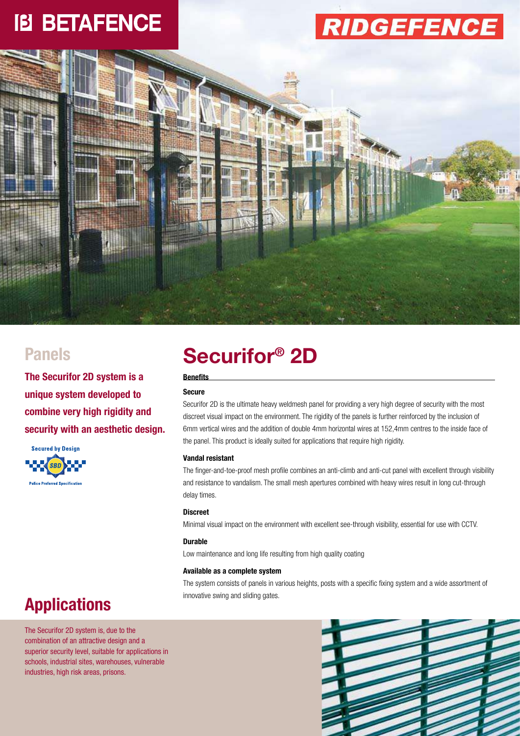BETAFENCE

RIDGEFENCE

## Panels

**The Securifor 2D system is a unique system developed to combine very high rigidity and security with an aesthetic design.**

Secured by Design

SBD

Police Preferred Specification

# Securifor® 2D

**Benefits**

**Secure**

Securifor 2D is the ultimate heavy weldmesh panel for providing a very high degree of security with the most discreet visual impact on the environment. The rigidity of the panels is further reinforced by the inclusion of 6mm vertical wires and the addition of double 4mm horizontal wires at 152,4mm centres to the inside face of the panel. This product is ideally suited for applications that require high rigidity.

**Vandal resistant**

The finger-and-toe-proof mesh profile combines an anti-climb and anti-cut panel with excellent through visibility and resistance to vandalism. The small mesh apertures combined with heavy wires result in long cut-through delay times.

**Discreet**

Minimal visual impact on the environment with excellent see-through visibility, essential for use with CCTV.

**Durable**

Low maintenance and long life resulting from high quality coating

**Available as a complete system**

The system consists of panels in various heights, posts with a specific fixing system and a wide assortment of innovative swing and sliding gates.

## Applications

The Securifor 2D system is, due to the combination of an attractive design and a superior security level, suitable for applications in schools, industrial sites, warehouses, vulnerable industries, high risk areas, prisons.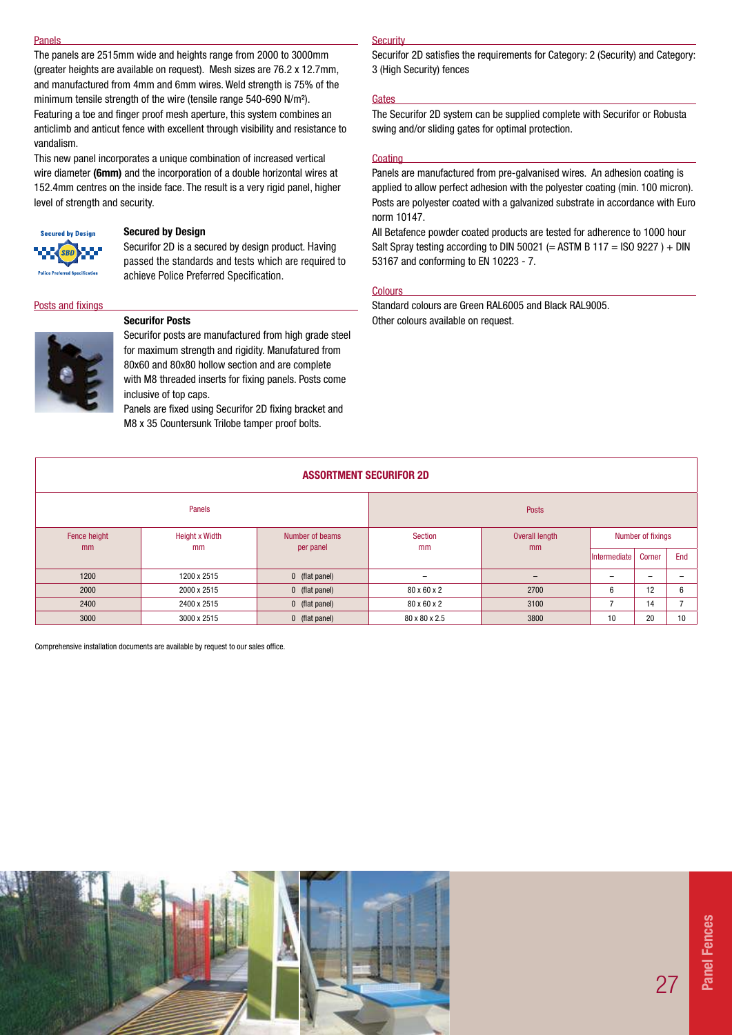## Panels

The panels are 2515mm wide and heights range from 2000 to 3000mm (greater heights are available on request). Mesh sizes are 76.2 x 12.7mm, and manufactured from 4mm and 6mm wires. Weld strength is 75% of the minimum tensile strength of the wire (tensile range 540-690 N/m²). Featuring a toe and finger proof mesh aperture, this system combines an anticlimb and anticut fence with excellent through visibility and resistance to vandalism.

This new panel incorporates a unique combination of increased vertical wire diameter **(6mm)** and the incorporation of a double horizontal wires at 152.4mm centres on the inside face. The result is a very rigid panel, higher level of strength and security.

**Secured by Design**

Securifor 2D is a secured by design product. Having passed the standards and tests which are required to achieve Police Preferred Specification.

## Posts and fixings

**Securifor Posts**

Securifor posts are manufactured from high grade steel for maximum strength and rigidity. Manufatured from 80x60 and 80x80 hollow section and are complete with M8 threaded inserts for fixing panels. Posts come inclusive of top caps.

Panels are fixed using Securifor 2D fixing bracket and M8 x 35 Countersunk Trilobe tamper proof bolts.

## Security

Securifor 2D satisfies the requirements for Category: 2 (Security) and Category: 3 (High Security) fences

## Gates

The Securifor 2D system can be supplied complete with Securifor or Robusta swing and/or sliding gates for optimal protection.

## Coating

Panels are manufactured from pre-galvanised wires. An adhesion coating is applied to allow perfect adhesion with the polyester coating (min. 100 micron). Posts are polyester coated with a galvanized substrate in accordance with Euro norm 10147.

All Betafence powder coated products are tested for adherence to 1000 hour Salt Spray testing according to DIN 50021 (= ASTM B 117 = ISO 9227 ) + DIN 53167 and conforming to EN 10223 - 7.

## Colours

Standard colours are Green RAL6005 and Black RAL9005.
Other colours available on request.

**ASSORTMENT SECURIFOR 2D**

| Panels | | | Posts | | | | |
|---|---|---|---|---|---|---|---|
| Fence height mm | Height x Width mm | Number of beams per panel | Section mm | Overall length mm | Number of fixings | | |
| | | | | | Intermediate | Corner | End |
| 1200 | 1200 x 2515 | 0 (flat panel) | – | – | – | – | – |
| 2000 | 2000 x 2515 | 0 (flat panel) | 80 x 60 x 2 | 2700 | 6 | 12 | 6 |
| 2400 | 2400 x 2515 | 0 (flat panel) | 80 x 60 x 2 | 3100 | 7 | 14 | 7 |
| 3000 | 3000 x 2515 | 0 (flat panel) | 80 x 80 x 2.5 | 3800 | 10 | 20 | 10 |

Comprehensive installation documents are available by request to our sales office.